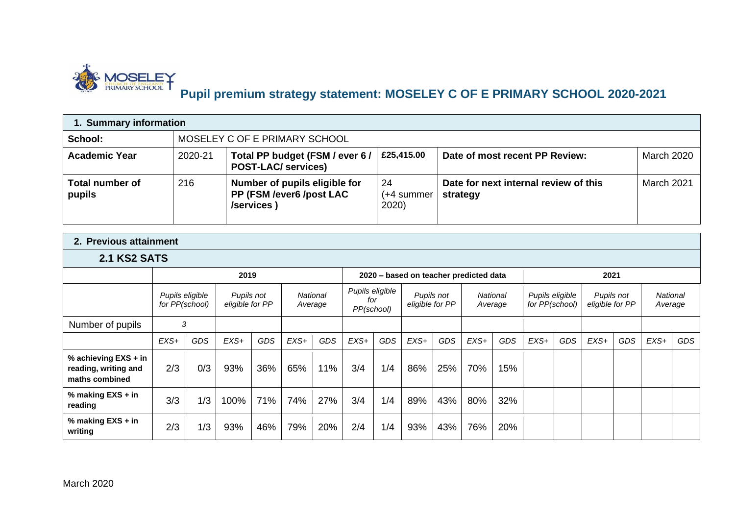# Pupil premium strategy statement: MOSELEY C OF E PRIMARY SCHOOL 2020-2021

| 1. Summary information | | | | | |
|---|---|---|---|---|---|
| **School:** | MOSELEY C OF E PRIMARY SCHOOL | | | | |
| **Academic Year** | 2020-21 | **Total PP budget (FSM / ever 6 / POST-LAC/ services)** | **£25,415.00** | **Date of most recent PP Review:** | March 2020 |
| **Total number of pupils** | 216 | **Number of pupils eligible for PP (FSM /ever6 /post LAC /services )** | 24 (+4 summer 2020) | **Date for next internal review of this strategy** | March 2021 |

## 2. Previous attainment

### 2.1 KS2 SATS

| | 2019 | | | | | | 2020 – based on teacher predicted data | | | | | | 2021 | | | | | |
|---|---|---|---|---|---|---|---|---|---|---|---|---|---|---|---|---|---|---|
| | *Pupils eligible for PP(school)* | | *Pupils not eligible for PP* | | *National Average* | | *Pupils eligible for PP(school)* | | *Pupils not eligible for PP* | | *National Average* | | *Pupils eligible for PP(school)* | | *Pupils not eligible for PP* | | *National Average* | |
| Number of pupils | *3* | | | | | | | | | | | | | | | | | |
| | *EXS+* | *GDS* | *EXS+* | *GDS* | *EXS+* | *GDS* | *EXS+* | *GDS* | *EXS+* | *GDS* | *EXS+* | *GDS* | *EXS+* | *GDS* | *EXS+* | *GDS* | *EXS+* | *GDS* |
| **% achieving EXS + in reading, writing and maths combined** | 2/3 | 0/3 | 93% | 36% | 65% | 11% | 3/4 | 1/4 | 86% | 25% | 70% | 15% | | | | | | |
| **% making EXS + in reading** | 3/3 | 1/3 | 100% | 71% | 74% | 27% | 3/4 | 1/4 | 89% | 43% | 80% | 32% | | | | | | |
| **% making EXS + in writing** | 2/3 | 1/3 | 93% | 46% | 79% | 20% | 2/4 | 1/4 | 93% | 43% | 76% | 20% | | | | | | |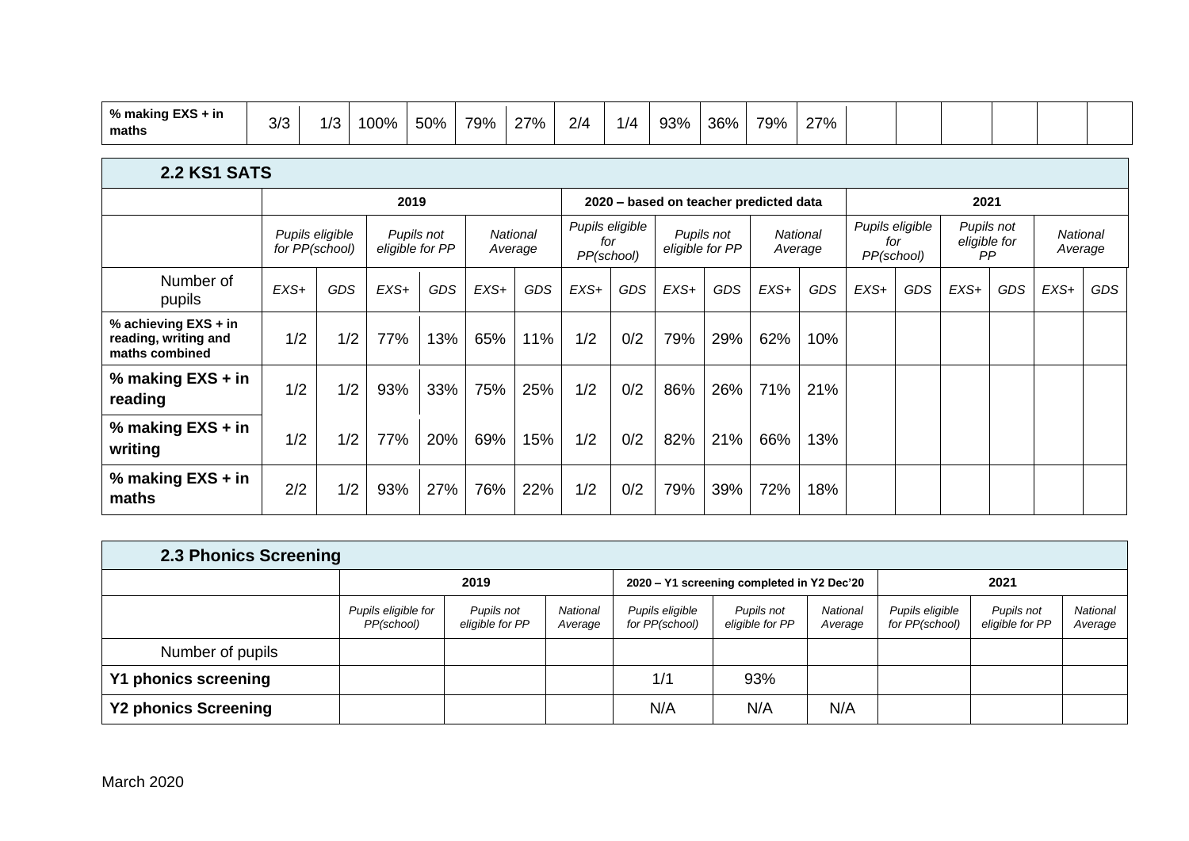| % making EXS + in maths | 3/3 | 1/3 | 100% | 50% | 79% | 27% | 2/4 | 1/4 | 93% | 36% | 79% | 27% | | | | | | |
|---|---|---|---|---|---|---|---|---|---|---|---|---|---|---|---|---|---|---|

| **2.2 KS1 SATS** | | | | | | | | | | | | | | | | | | |
|---|---|---|---|---|---|---|---|---|---|---|---|---|---|---|---|---|---|---|
| | **2019** | | | | | | **2020 – based on teacher predicted data** | | | | | | **2021** | | | | | |
| | *Pupils eligible for PP(school)* | | *Pupils not eligible for PP* | | *National Average* | | *Pupils eligible for PP(school)* | | *Pupils not eligible for PP* | | *National Average* | | *Pupils eligible for PP(school)* | | *Pupils not eligible for PP* | | *National Average* | |
| Number of pupils | *EXS+* | *GDS* | *EXS+* | *GDS* | *EXS+* | *GDS* | *EXS+* | *GDS* | *EXS+* | *GDS* | *EXS+* | *GDS* | *EXS+* | *GDS* | *EXS+* | *GDS* | *EXS+* | *GDS* |
| **% achieving EXS + in reading, writing and maths combined** | 1/2 | 1/2 | 77% | 13% | 65% | 11% | 1/2 | 0/2 | 79% | 29% | 62% | 10% | | | | | | |
| **% making EXS + in reading** | 1/2 | 1/2 | 93% | 33% | 75% | 25% | 1/2 | 0/2 | 86% | 26% | 71% | 21% | | | | | | |
| **% making EXS + in writing** | 1/2 | 1/2 | 77% | 20% | 69% | 15% | 1/2 | 0/2 | 82% | 21% | 66% | 13% | | | | | | |
| **% making EXS + in maths** | 2/2 | 1/2 | 93% | 27% | 76% | 22% | 1/2 | 0/2 | 79% | 39% | 72% | 18% | | | | | | |

| **2.3 Phonics Screening** | | | | | | | | | |
|---|---|---|---|---|---|---|---|---|---|
| | **2019** | | | **2020 – Y1 screening completed in Y2 Dec'20** | | | **2021** | | |
| | *Pupils eligible for PP(school)* | *Pupils not eligible for PP* | *National Average* | *Pupils eligible for PP(school)* | *Pupils not eligible for PP* | *National Average* | *Pupils eligible for PP(school)* | *Pupils not eligible for PP* | *National Average* |
| Number of pupils | | | | | | | | | |
| **Y1 phonics screening** | | | | 1/1 | 93% | | | | |
| **Y2 phonics Screening** | | | | N/A | N/A | N/A | | | |

March 2020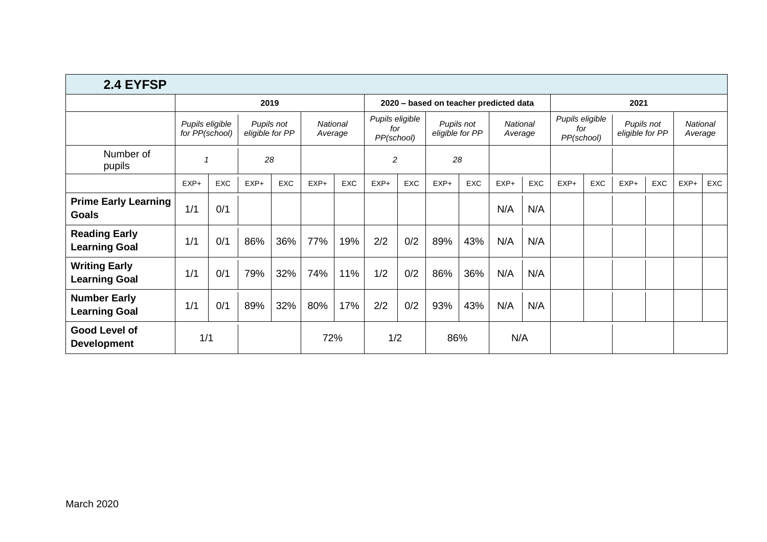| 2.4 EYFSP | | | | | | | | | | | | | | | | | | |
|---|---|---|---|---|---|---|---|---|---|---|---|---|---|---|---|---|---|---|
| | 2019 | | | | | | 2020 – based on teacher predicted data | | | | | | 2021 | | | | | |
| | *Pupils eligible for PP(school)* | | *Pupils not eligible for PP* | | *National Average* | | *Pupils eligible for PP(school)* | | *Pupils not eligible for PP* | | *National Average* | | *Pupils eligible for PP(school)* | | *Pupils not eligible for PP* | | *National Average* | |
| Number of pupils | *1* | | *28* | | | | *2* | | *28* | | | | | | | | | |
| | EXP+ | EXC | EXP+ | EXC | EXP+ | EXC | EXP+ | EXC | EXP+ | EXC | EXP+ | EXC | EXP+ | EXC | EXP+ | EXC | EXP+ | EXC |
| **Prime Early Learning Goals** | 1/1 | 0/1 | | | | | | | | | N/A | N/A | | | | | | |
| **Reading Early Learning Goal** | 1/1 | 0/1 | 86% | 36% | 77% | 19% | 2/2 | 0/2 | 89% | 43% | N/A | N/A | | | | | | |
| **Writing Early Learning Goal** | 1/1 | 0/1 | 79% | 32% | 74% | 11% | 1/2 | 0/2 | 86% | 36% | N/A | N/A | | | | | | |
| **Number Early Learning Goal** | 1/1 | 0/1 | 89% | 32% | 80% | 17% | 2/2 | 0/2 | 93% | 43% | N/A | N/A | | | | | | |
| **Good Level of Development** | 1/1 | | | | 72% | | 1/2 | | 86% | | N/A | | | | | | | |

March 2020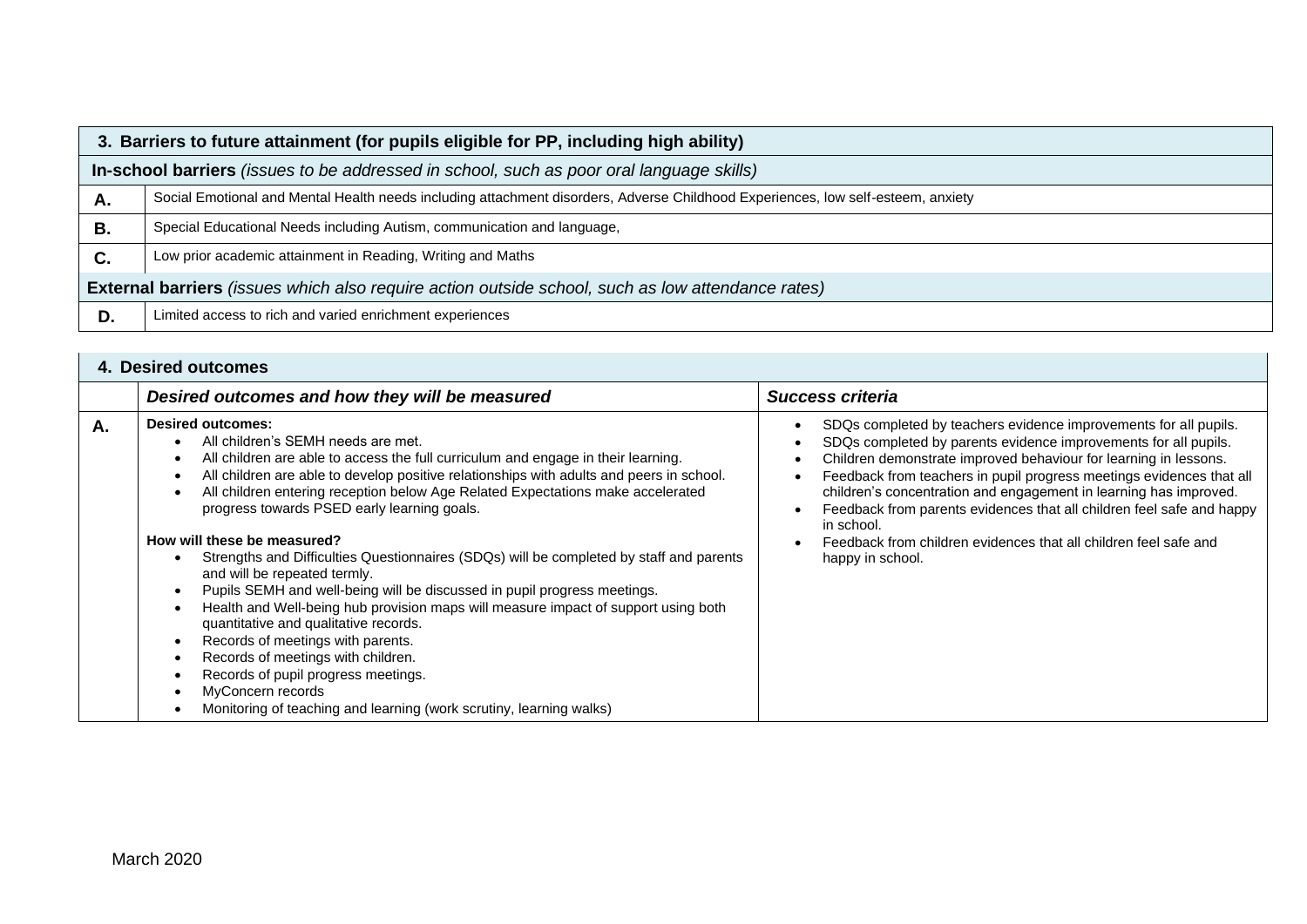| 3. Barriers to future attainment (for pupils eligible for PP, including high ability) | |
|---|---|
| **In-school barriers** *(issues to be addressed in school, such as poor oral language skills)* | |
| **A.** | Social Emotional and Mental Health needs including attachment disorders, Adverse Childhood Experiences, low self-esteem, anxiety |
| **B.** | Special Educational Needs including Autism, communication and language, |
| **C.** | Low prior academic attainment in Reading, Writing and Maths |
| **External barriers** *(issues which also require action outside school, such as low attendance rates)* | |
| **D.** | Limited access to rich and varied enrichment experiences |

| 4. Desired outcomes | | |
|---|---|---|
| | ***Desired outcomes and how they will be measured*** | ***Success criteria*** |
| **A.** | **Desired outcomes:**<br>• All children's SEMH needs are met.<br>• All children are able to access the full curriculum and engage in their learning.<br>• All children are able to develop positive relationships with adults and peers in school.<br>• All children entering reception below Age Related Expectations make accelerated progress towards PSED early learning goals.<br><br>**How will these be measured?**<br>• Strengths and Difficulties Questionnaires (SDQs) will be completed by staff and parents and will be repeated termly.<br>• Pupils SEMH and well-being will be discussed in pupil progress meetings.<br>• Health and Well-being hub provision maps will measure impact of support using both quantitative and qualitative records.<br>• Records of meetings with parents.<br>• Records of meetings with children.<br>• Records of pupil progress meetings.<br>• MyConcern records<br>• Monitoring of teaching and learning (work scrutiny, learning walks) | • SDQs completed by teachers evidence improvements for all pupils.<br>• SDQs completed by parents evidence improvements for all pupils.<br>• Children demonstrate improved behaviour for learning in lessons.<br>• Feedback from teachers in pupil progress meetings evidences that all children's concentration and engagement in learning has improved.<br>• Feedback from parents evidences that all children feel safe and happy in school.<br>• Feedback from children evidences that all children feel safe and happy in school. |

March 2020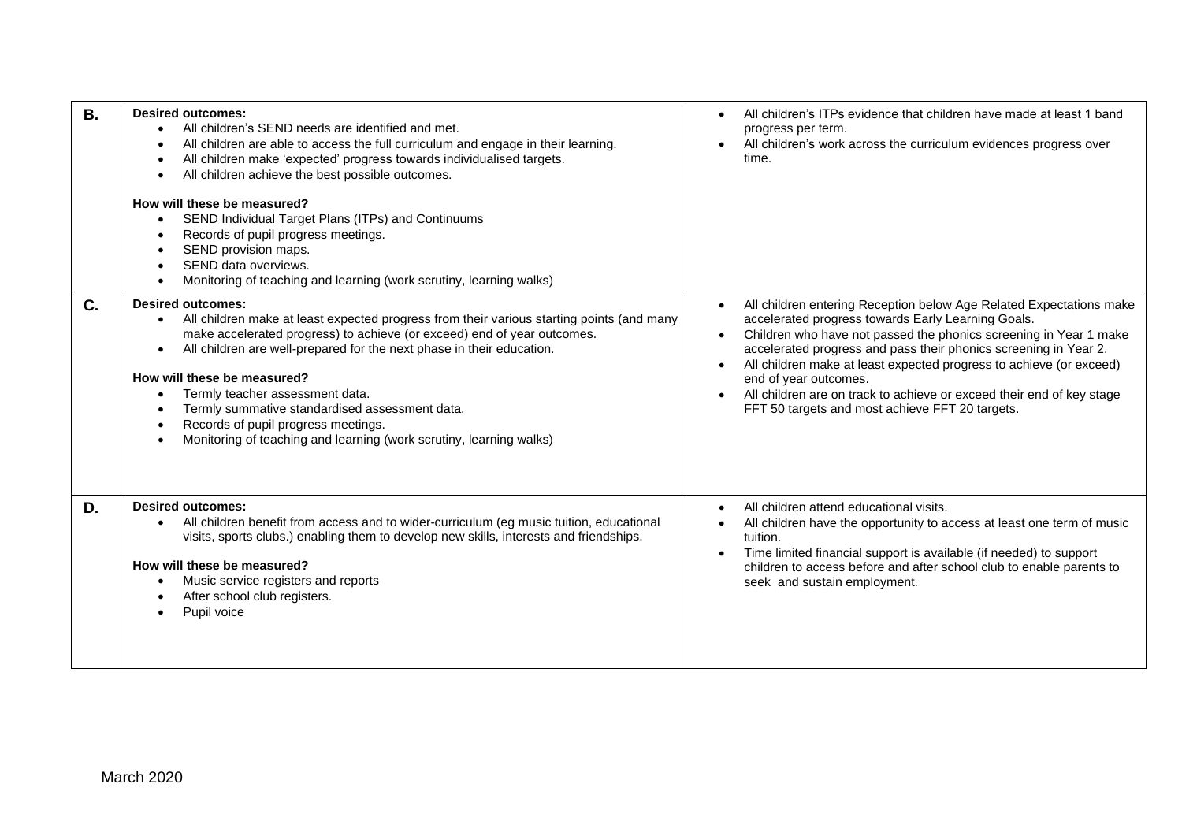| | | |
|---|---|---|
| **B.** | **Desired outcomes:**<br>• All children's SEND needs are identified and met.<br>• All children are able to access the full curriculum and engage in their learning.<br>• All children make 'expected' progress towards individualised targets.<br>• All children achieve the best possible outcomes.<br><br>**How will these be measured?**<br>• SEND Individual Target Plans (ITPs) and Continuums<br>• Records of pupil progress meetings.<br>• SEND provision maps.<br>• SEND data overviews.<br>• Monitoring of teaching and learning (work scrutiny, learning walks) | • All children's ITPs evidence that children have made at least 1 band progress per term.<br>• All children's work across the curriculum evidences progress over time. |
| **C.** | **Desired outcomes:**<br>• All children make at least expected progress from their various starting points (and many make accelerated progress) to achieve (or exceed) end of year outcomes.<br>• All children are well-prepared for the next phase in their education.<br><br>**How will these be measured?**<br>• Termly teacher assessment data.<br>• Termly summative standardised assessment data.<br>• Records of pupil progress meetings.<br>• Monitoring of teaching and learning (work scrutiny, learning walks) | • All children entering Reception below Age Related Expectations make accelerated progress towards Early Learning Goals.<br>• Children who have not passed the phonics screening in Year 1 make accelerated progress and pass their phonics screening in Year 2.<br>• All children make at least expected progress to achieve (or exceed) end of year outcomes.<br>• All children are on track to achieve or exceed their end of key stage FFT 50 targets and most achieve FFT 20 targets. |
| **D.** | **Desired outcomes:**<br>• All children benefit from access and to wider-curriculum (eg music tuition, educational visits, sports clubs.) enabling them to develop new skills, interests and friendships.<br><br>**How will these be measured?**<br>• Music service registers and reports<br>• After school club registers.<br>• Pupil voice | • All children attend educational visits.<br>• All children have the opportunity to access at least one term of music tuition.<br>• Time limited financial support is available (if needed) to support children to access before and after school club to enable parents to seek and sustain employment. |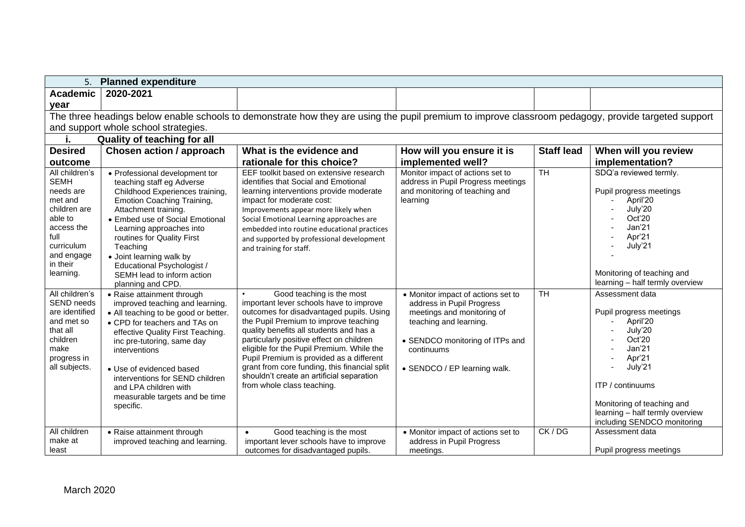| 5. **Planned expenditure** | | | | | |
|---|---|---|---|---|---|
| **Academic year** | **2020-2021** | | | | |
| The three headings below enable schools to demonstrate how they are using the pupil premium to improve classroom pedagogy, provide targeted support and support whole school strategies. | | | | | |
| **i. Quality of teaching for all** | | | | | |
| **Desired outcome** | **Chosen action / approach** | **What is the evidence and rationale for this choice?** | **How will you ensure it is implemented well?** | **Staff lead** | **When will you review implementation?** |
| All children's SEMH needs are met and children are able to access the full curriculum and engage in their learning. | • Professional development tor teaching staff eg Adverse Childhood Experiences training, Emotion Coaching Training, Attachment training.<br>• Embed use of Social Emotional Learning approaches into routines for Quality First Teaching<br>• Joint learning walk by Educational Psychologist / SEMH lead to inform action planning and CPD. | EEF toolkit based on extensive research identifies that Social and Emotional learning interventions provide moderate impact for moderate cost:<br>Improvements appear more likely when Social Emotional Learning approaches are embedded into routine educational practices and supported by professional development and training for staff. | Monitor impact of actions set to address in Pupil Progress meetings and monitoring of teaching and learning | TH | SDQ'a reviewed termly.<br><br>Pupil progress meetings<br>- April'20<br>- July'20<br>- Oct'20<br>- Jan'21<br>- Apr'21<br>- July'21<br>-<br><br>Monitoring of teaching and learning – half termly overview |
| All children's SEND needs are identified and met so that all children make progress in all subjects. | • Raise attainment through improved teaching and learning.<br>• All teaching to be good or better.<br>• CPD for teachers and TAs on effective Quality First Teaching. inc pre-tutoring, same day interventions<br><br>• Use of evidenced based interventions for SEND children and LPA children with measurable targets and be time specific. | • Good teaching is the most important lever schools have to improve outcomes for disadvantaged pupils. Using the Pupil Premium to improve teaching quality benefits all students and has a particularly positive effect on children eligible for the Pupil Premium. While the Pupil Premium is provided as a different grant from core funding, this financial split shouldn't create an artificial separation from whole class teaching. | • Monitor impact of actions set to address in Pupil Progress meetings and monitoring of teaching and learning.<br><br>• SENDCO monitoring of ITPs and continuums<br><br>• SENDCO / EP learning walk. | TH | Assessment data<br><br>Pupil progress meetings<br>- April'20<br>- July'20<br>- Oct'20<br>- Jan'21<br>- Apr'21<br>- July'21<br><br>ITP / continuums<br><br>Monitoring of teaching and learning – half termly overview including SENDCO monitoring |
| All children make at least | • Raise attainment through improved teaching and learning. | • Good teaching is the most important lever schools have to improve outcomes for disadvantaged pupils. | • Monitor impact of actions set to address in Pupil Progress meetings. | CK / DG | Assessment data<br><br>Pupil progress meetings |

March 2020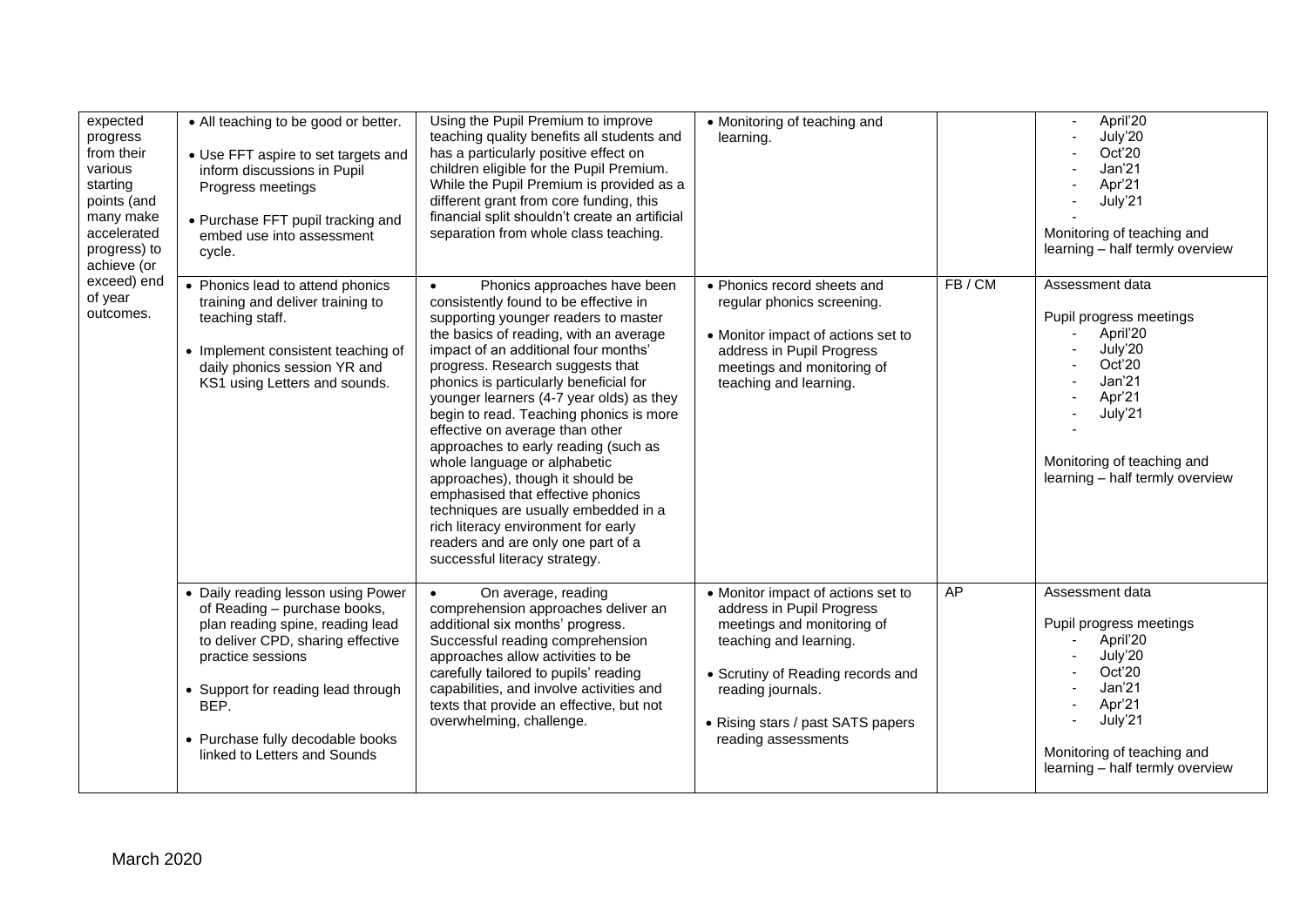| | | | | | |
|---|---|---|---|---|---|
| expected progress from their various starting points (and many make accelerated progress) to achieve (or exceed) end of year outcomes. | • All teaching to be good or better.<br><br>• Use FFT aspire to set targets and inform discussions in Pupil Progress meetings<br><br>• Purchase FFT pupil tracking and embed use into assessment cycle. | Using the Pupil Premium to improve teaching quality benefits all students and has a particularly positive effect on children eligible for the Pupil Premium. While the Pupil Premium is provided as a different grant from core funding, this financial split shouldn't create an artificial separation from whole class teaching. | • Monitoring of teaching and learning. | | - April'20<br>- July'20<br>- Oct'20<br>- Jan'21<br>- Apr'21<br>- July'21<br>-<br><br>Monitoring of teaching and learning – half termly overview |
| | • Phonics lead to attend phonics training and deliver training to teaching staff.<br><br>• Implement consistent teaching of daily phonics session YR and KS1 using Letters and sounds. | • Phonics approaches have been consistently found to be effective in supporting younger readers to master the basics of reading, with an average impact of an additional four months' progress. Research suggests that phonics is particularly beneficial for younger learners (4-7 year olds) as they begin to read. Teaching phonics is more effective on average than other approaches to early reading (such as whole language or alphabetic approaches), though it should be emphasised that effective phonics techniques are usually embedded in a rich literacy environment for early readers and are only one part of a successful literacy strategy. | • Phonics record sheets and regular phonics screening.<br><br>• Monitor impact of actions set to address in Pupil Progress meetings and monitoring of teaching and learning. | FB / CM | Assessment data<br><br>Pupil progress meetings<br>- April'20<br>- July'20<br>- Oct'20<br>- Jan'21<br>- Apr'21<br>- July'21<br>-<br><br>Monitoring of teaching and learning – half termly overview |
| | • Daily reading lesson using Power of Reading – purchase books, plan reading spine, reading lead to deliver CPD, sharing effective practice sessions<br><br>• Support for reading lead through BEP.<br><br>• Purchase fully decodable books linked to Letters and Sounds | • On average, reading comprehension approaches deliver an additional six months' progress. Successful reading comprehension approaches allow activities to be carefully tailored to pupils' reading capabilities, and involve activities and texts that provide an effective, but not overwhelming, challenge. | • Monitor impact of actions set to address in Pupil Progress meetings and monitoring of teaching and learning.<br><br>• Scrutiny of Reading records and reading journals.<br><br>• Rising stars / past SATS papers reading assessments | AP | Assessment data<br><br>Pupil progress meetings<br>- April'20<br>- July'20<br>- Oct'20<br>- Jan'21<br>- Apr'21<br>- July'21<br><br>Monitoring of teaching and learning – half termly overview |

March 2020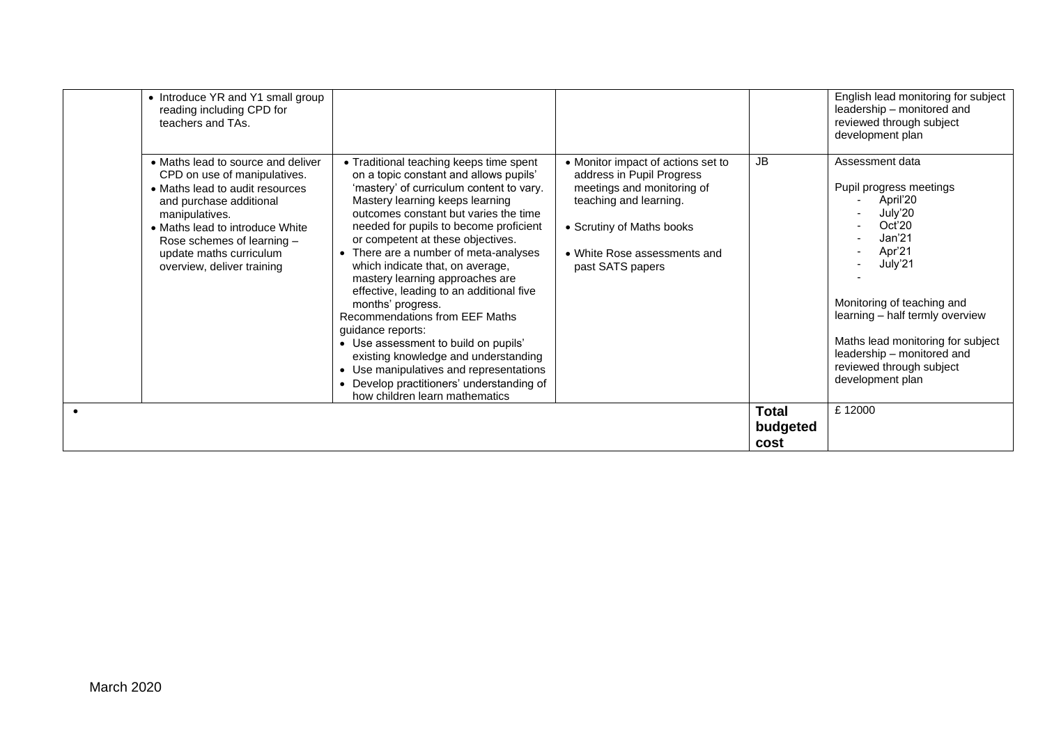| | | | | | |
|---|---|---|---|---|---|
| | • Introduce YR and Y1 small group reading including CPD for teachers and TAs. | | | | English lead monitoring for subject leadership – monitored and reviewed through subject development plan |
| | • Maths lead to source and deliver CPD on use of manipulatives.<br>• Maths lead to audit resources and purchase additional manipulatives.<br>• Maths lead to introduce White Rose schemes of learning – update maths curriculum overview, deliver training | • Traditional teaching keeps time spent on a topic constant and allows pupils' 'mastery' of curriculum content to vary. Mastery learning keeps learning outcomes constant but varies the time needed for pupils to become proficient or competent at these objectives.<br>• There are a number of meta-analyses which indicate that, on average, mastery learning approaches are effective, leading to an additional five months' progress.<br>Recommendations from EEF Maths guidance reports:<br>• Use assessment to build on pupils' existing knowledge and understanding<br>• Use manipulatives and representations<br>• Develop practitioners' understanding of how children learn mathematics | • Monitor impact of actions set to address in Pupil Progress meetings and monitoring of teaching and learning.<br>• Scrutiny of Maths books<br>• White Rose assessments and past SATS papers | JB | Assessment data<br><br>Pupil progress meetings<br>- April'20<br>- July'20<br>- Oct'20<br>- Jan'21<br>- Apr'21<br>- July'21<br>-<br><br>Monitoring of teaching and learning – half termly overview<br><br>Maths lead monitoring for subject leadership – monitored and reviewed through subject development plan |
| • | | | | **Total budgeted cost** | £ 12000 |

March 2020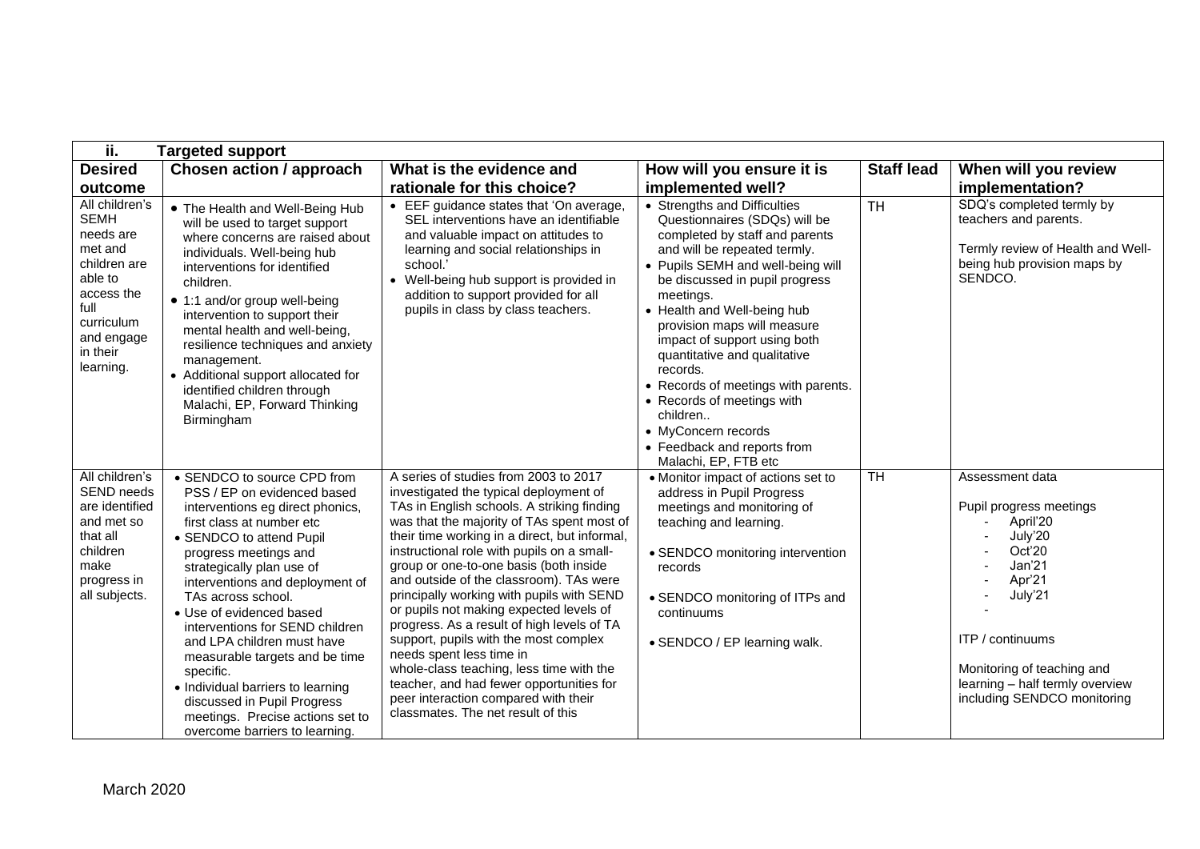| ii. Targeted support | | | | | |
|---|---|---|---|---|---|
| **Desired outcome** | **Chosen action / approach** | **What is the evidence and rationale for this choice?** | **How will you ensure it is implemented well?** | **Staff lead** | **When will you review implementation?** |
| All children's SEMH needs are met and children are able to access the full curriculum and engage in their learning. | • The Health and Well-Being Hub will be used to target support where concerns are raised about individuals. Well-being hub interventions for identified children.<br>• 1:1 and/or group well-being intervention to support their mental health and well-being, resilience techniques and anxiety management.<br>• Additional support allocated for identified children through Malachi, EP, Forward Thinking Birmingham | • EEF guidance states that 'On average, SEL interventions have an identifiable and valuable impact on attitudes to learning and social relationships in school.'<br>• Well-being hub support is provided in addition to support provided for all pupils in class by class teachers. | • Strengths and Difficulties Questionnaires (SDQs) will be completed by staff and parents and will be repeated termly.<br>• Pupils SEMH and well-being will be discussed in pupil progress meetings.<br>• Health and Well-being hub provision maps will measure impact of support using both quantitative and qualitative records.<br>• Records of meetings with parents.<br>• Records of meetings with children..<br>• MyConcern records<br>• Feedback and reports from Malachi, EP, FTB etc | TH | SDQ's completed termly by teachers and parents.<br><br>Termly review of Health and Well-being hub provision maps by SENDCO. |
| All children's SEND needs are identified and met so that all children make progress in all subjects. | • SENDCO to source CPD from PSS / EP on evidenced based interventions eg direct phonics, first class at number etc<br>• SENDCO to attend Pupil progress meetings and strategically plan use of interventions and deployment of TAs across school.<br>• Use of evidenced based interventions for SEND children and LPA children must have measurable targets and be time specific.<br>• Individual barriers to learning discussed in Pupil Progress meetings. Precise actions set to overcome barriers to learning. | A series of studies from 2003 to 2017 investigated the typical deployment of TAs in English schools. A striking finding was that the majority of TAs spent most of their time working in a direct, but informal, instructional role with pupils on a small-group or one-to-one basis (both inside and outside of the classroom). TAs were principally working with pupils with SEND or pupils not making expected levels of progress. As a result of high levels of TA support, pupils with the most complex needs spent less time in whole-class teaching, less time with the teacher, and had fewer opportunities for peer interaction compared with their classmates. The net result of this | • Monitor impact of actions set to address in Pupil Progress meetings and monitoring of teaching and learning.<br><br>• SENDCO monitoring intervention records<br><br>• SENDCO monitoring of ITPs and continuums<br><br>• SENDCO / EP learning walk. | TH | Assessment data<br><br>Pupil progress meetings<br>- April'20<br>- July'20<br>- Oct'20<br>- Jan'21<br>- Apr'21<br>- July'21<br>-<br><br>ITP / continuums<br><br>Monitoring of teaching and learning – half termly overview including SENDCO monitoring |

March 2020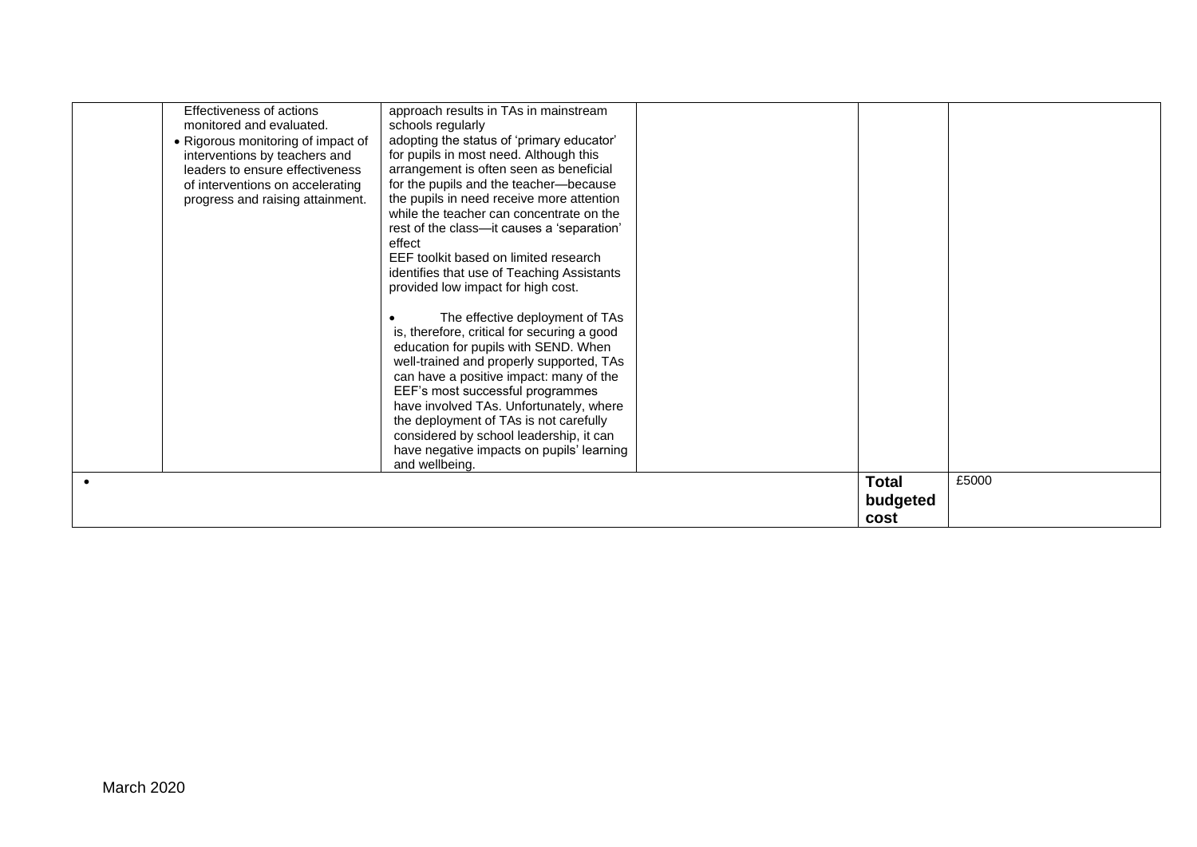| | | | | | |
|---|---|---|---|---|---|
| | Effectiveness of actions monitored and evaluated.<br>• Rigorous monitoring of impact of interventions by teachers and leaders to ensure effectiveness of interventions on accelerating progress and raising attainment. | approach results in TAs in mainstream schools regularly adopting the status of 'primary educator' for pupils in most need. Although this arrangement is often seen as beneficial for the pupils and the teacher—because the pupils in need receive more attention while the teacher can concentrate on the rest of the class—it causes a 'separation' effect<br>EEF toolkit based on limited research identifies that use of Teaching Assistants provided low impact for high cost.<br><br>• The effective deployment of TAs is, therefore, critical for securing a good education for pupils with SEND. When well-trained and properly supported, TAs can have a positive impact: many of the EEF's most successful programmes have involved TAs. Unfortunately, where the deployment of TAs is not carefully considered by school leadership, it can have negative impacts on pupils' learning and wellbeing. | | | |
| • | | | | **Total budgeted cost** | £5000 |

March 2020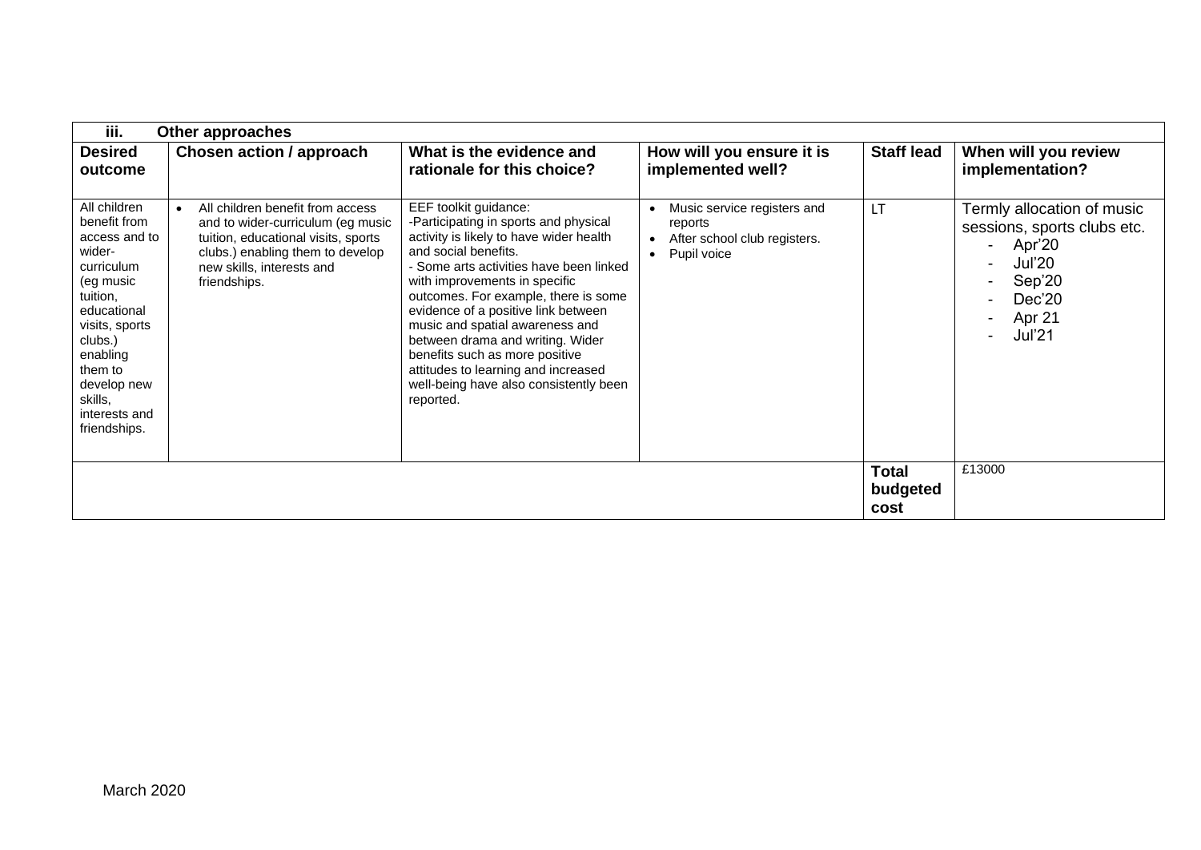| iii. Other approaches | | | | | |
|---|---|---|---|---|---|
| **Desired outcome** | **Chosen action / approach** | **What is the evidence and rationale for this choice?** | **How will you ensure it is implemented well?** | **Staff lead** | **When will you review implementation?** |
| All children benefit from access and to wider-curriculum (eg music tuition, educational visits, sports clubs.) enabling them to develop new skills, interests and friendships. | • All children benefit from access and to wider-curriculum (eg music tuition, educational visits, sports clubs.) enabling them to develop new skills, interests and friendships. | EEF toolkit guidance:<br>-Participating in sports and physical activity is likely to have wider health and social benefits.<br>- Some arts activities have been linked with improvements in specific outcomes. For example, there is some evidence of a positive link between music and spatial awareness and between drama and writing. Wider benefits such as more positive attitudes to learning and increased well-being have also consistently been reported. | • Music service registers and reports<br>• After school club registers.<br>• Pupil voice | LT | Termly allocation of music sessions, sports clubs etc.<br>- Apr'20<br>- Jul'20<br>- Sep'20<br>- Dec'20<br>- Apr 21<br>- Jul'21 |
| | | | | **Total budgeted cost** | £13000 |

March 2020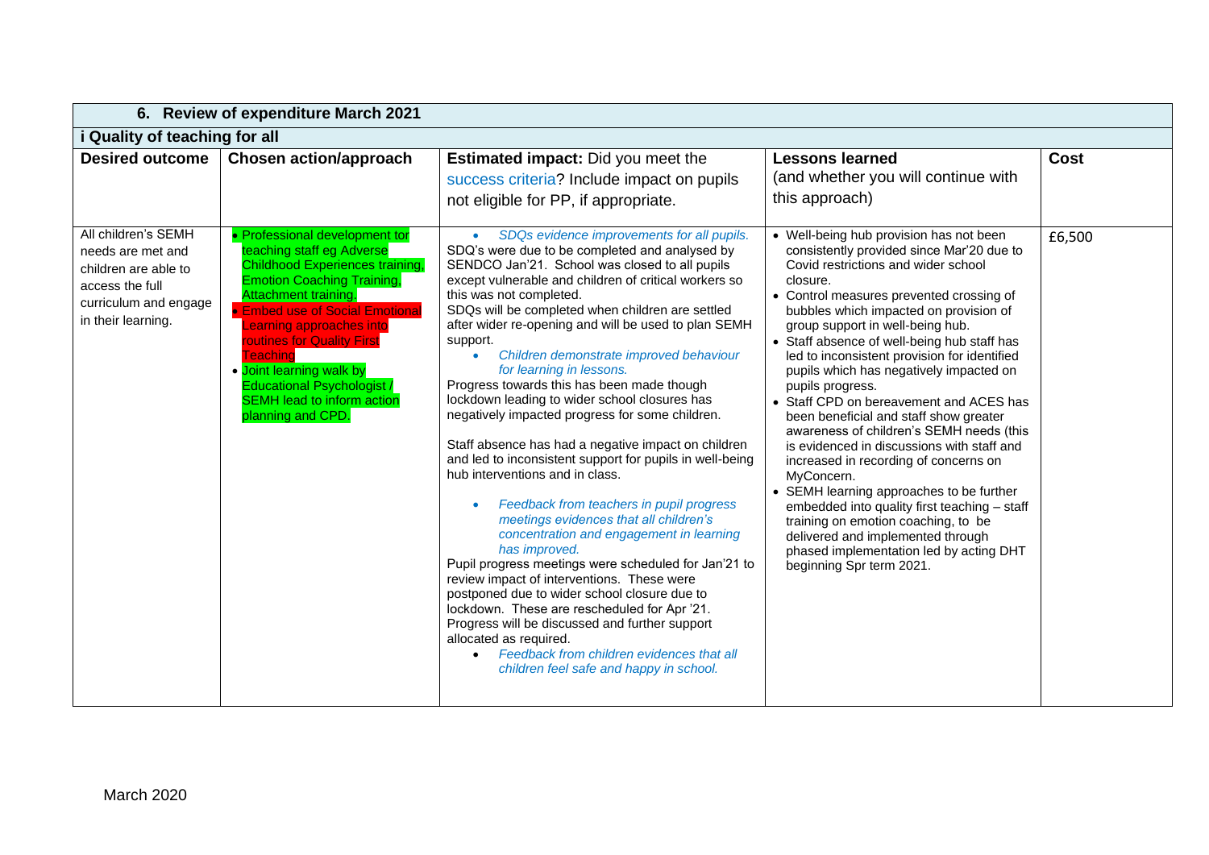| 6. Review of expenditure March 2021 | | | | |
|---|---|---|---|---|
| **i Quality of teaching for all** | | | | |
| **Desired outcome** | **Chosen action/approach** | **Estimated impact:** Did you meet the success criteria? Include impact on pupils not eligible for PP, if appropriate. | **Lessons learned** (and whether you will continue with this approach) | **Cost** |
| All children's SEMH needs are met and children are able to access the full curriculum and engage in their learning. | • Professional development for teaching staff eg Adverse Childhood Experiences training, Emotion Coaching Training, Attachment training.<br>• Embed use of Social Emotional Learning approaches into routines for Quality First Teaching<br>• Joint learning walk by Educational Psychologist / SEMH lead to inform action planning and CPD. | • *SDQs evidence improvements for all pupils.*<br>SDQ's were due to be completed and analysed by SENDCO Jan'21. School was closed to all pupils except vulnerable and children of critical workers so this was not completed.<br>SDQs will be completed when children are settled after wider re-opening and will be used to plan SEMH support.<br>• *Children demonstrate improved behaviour for learning in lessons.*<br>Progress towards this has been made though lockdown leading to wider school closures has negatively impacted progress for some children.<br><br>Staff absence has had a negative impact on children and led to inconsistent support for pupils in well-being hub interventions and in class.<br><br>• *Feedback from teachers in pupil progress meetings evidences that all children's concentration and engagement in learning has improved.*<br>Pupil progress meetings were scheduled for Jan'21 to review impact of interventions. These were postponed due to wider school closure due to lockdown. These are rescheduled for Apr '21. Progress will be discussed and further support allocated as required.<br>• *Feedback from children evidences that all children feel safe and happy in school.* | • Well-being hub provision has not been consistently provided since Mar'20 due to Covid restrictions and wider school closure.<br>• Control measures prevented crossing of bubbles which impacted on provision of group support in well-being hub.<br>• Staff absence of well-being hub staff has led to inconsistent provision for identified pupils which has negatively impacted on pupils progress.<br>• Staff CPD on bereavement and ACES has been beneficial and staff show greater awareness of children's SEMH needs (this is evidenced in discussions with staff and increased in recording of concerns on MyConcern.<br>• SEMH learning approaches to be further embedded into quality first teaching – staff training on emotion coaching, to be delivered and implemented through phased implementation led by acting DHT beginning Spr term 2021. | £6,500 |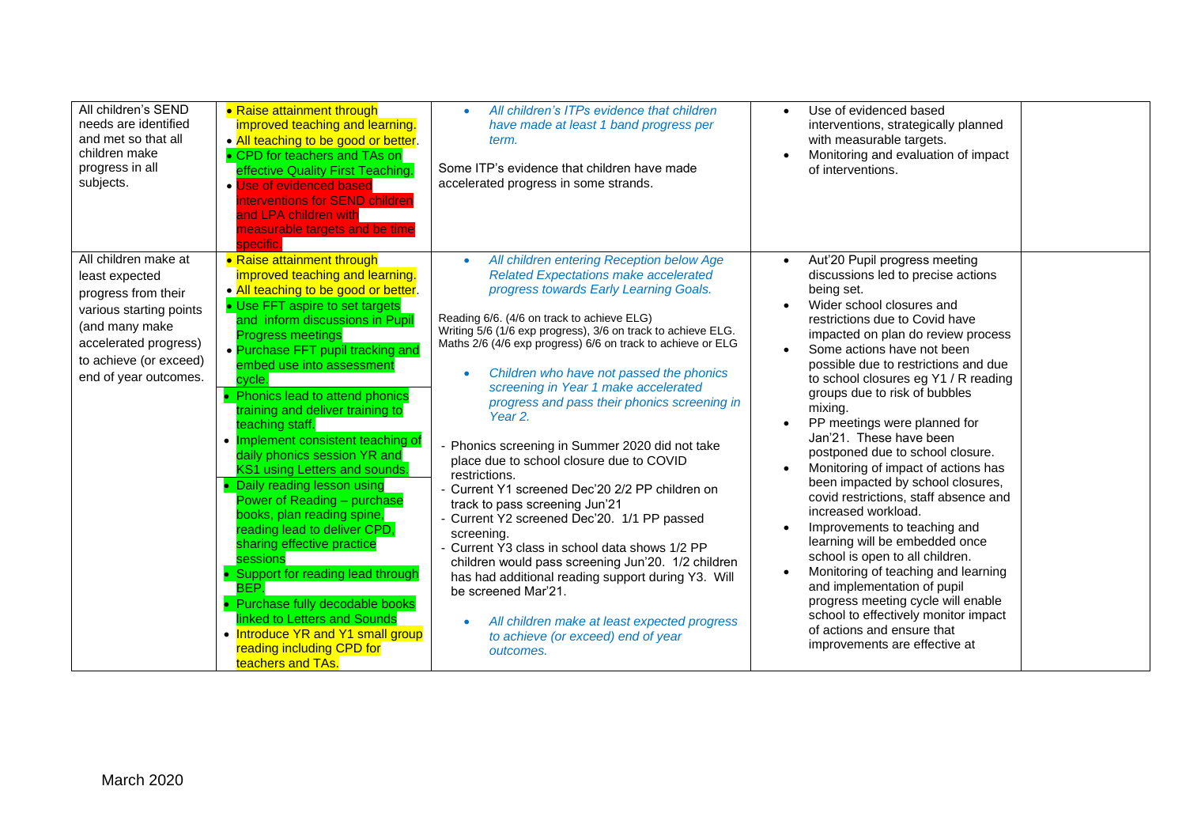| | | | | |
|---|---|---|---|---|
| All children's SEND needs are identified and met so that all children make progress in all subjects. | • Raise attainment through improved teaching and learning.<br>• All teaching to be good or better.<br>• CPD for teachers and TAs on effective Quality First Teaching.<br>• Use of evidenced based interventions for SEND children and LPA children with measurable targets and be time specific. | • *All children's ITPs evidence that children have made at least 1 band progress per term.*<br><br>Some ITP's evidence that children have made accelerated progress in some strands. | • Use of evidenced based interventions, strategically planned with measurable targets.<br>• Monitoring and evaluation of impact of interventions. | |
| All children make at least expected progress from their various starting points (and many make accelerated progress) to achieve (or exceed) end of year outcomes. | • Raise attainment through improved teaching and learning.<br>• All teaching to be good or better.<br>• Use FFT aspire to set targets and inform discussions in Pupil Progress meetings<br>• Purchase FFT pupil tracking and embed use into assessment cycle.<br>• Phonics lead to attend phonics training and deliver training to teaching staff.<br>• Implement consistent teaching of daily phonics session YR and KS1 using Letters and sounds.<br>• Daily reading lesson using Power of Reading – purchase books, plan reading spine, reading lead to deliver CPD, sharing effective practice sessions<br>• Support for reading lead through BEP.<br>• Purchase fully decodable books linked to Letters and Sounds<br>• Introduce YR and Y1 small group reading including CPD for teachers and TAs. | • *All children entering Reception below Age Related Expectations make accelerated progress towards Early Learning Goals.*<br><br>Reading 6/6. (4/6 on track to achieve ELG)<br>Writing 5/6 (1/6 exp progress), 3/6 on track to achieve ELG.<br>Maths 2/6 (4/6 exp progress) 6/6 on track to achieve or ELG<br><br>• *Children who have not passed the phonics screening in Year 1 make accelerated progress and pass their phonics screening in Year 2.*<br><br>- Phonics screening in Summer 2020 did not take place due to school closure due to COVID restrictions.<br>- Current Y1 screened Dec'20 2/2 PP children on track to pass screening Jun'21<br>- Current Y2 screened Dec'20. 1/1 PP passed screening.<br>- Current Y3 class in school data shows 1/2 PP children would pass screening Jun'20. 1/2 children has had additional reading support during Y3. Will be screened Mar'21.<br><br>• *All children make at least expected progress to achieve (or exceed) end of year outcomes.* | • Aut'20 Pupil progress meeting discussions led to precise actions being set.<br>• Wider school closures and restrictions due to Covid have impacted on plan do review process<br>• Some actions have not been possible due to restrictions and due to school closures eg Y1 / R reading groups due to risk of bubbles mixing.<br>• PP meetings were planned for Jan'21. These have been postponed due to school closure.<br>• Monitoring of impact of actions has been impacted by school closures, covid restrictions, staff absence and increased workload.<br>• Improvements to teaching and learning will be embedded once school is open to all children.<br>• Monitoring of teaching and learning and implementation of pupil progress meeting cycle will enable school to effectively monitor impact of actions and ensure that improvements are effective at | |

March 2020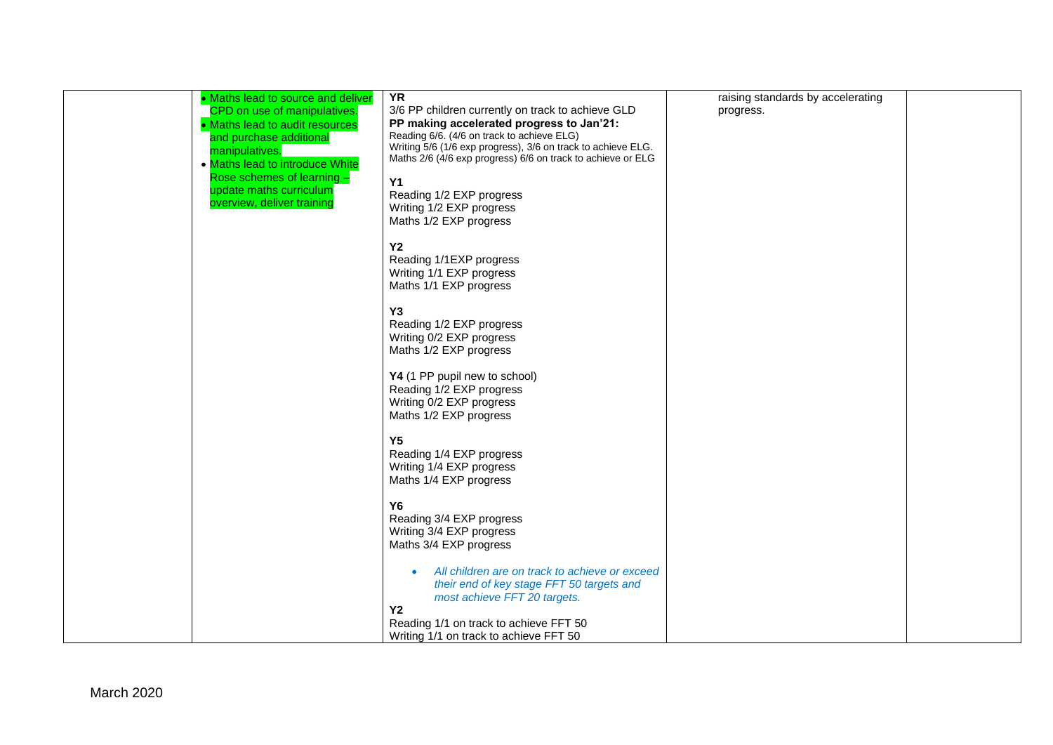| | | | | |
|---|---|---|---|---|
| | • Maths lead to source and deliver CPD on use of manipulatives.<br>• Maths lead to audit resources and purchase additional manipulatives.<br>• Maths lead to introduce White Rose schemes of learning – update maths curriculum overview, deliver training | **YR**<br>3/6 PP children currently on track to achieve GLD<br>**PP making accelerated progress to Jan'21:**<br>Reading 6/6. (4/6 on track to achieve ELG)<br>Writing 5/6 (1/6 exp progress), 3/6 on track to achieve ELG.<br>Maths 2/6 (4/6 exp progress) 6/6 on track to achieve or ELG<br><br>**Y1**<br>Reading 1/2 EXP progress<br>Writing 1/2 EXP progress<br>Maths 1/2 EXP progress<br><br>**Y2**<br>Reading 1/1EXP progress<br>Writing 1/1 EXP progress<br>Maths 1/1 EXP progress<br><br>**Y3**<br>Reading 1/2 EXP progress<br>Writing 0/2 EXP progress<br>Maths 1/2 EXP progress<br><br>**Y4** (1 PP pupil new to school)<br>Reading 1/2 EXP progress<br>Writing 0/2 EXP progress<br>Maths 1/2 EXP progress<br><br>**Y5**<br>Reading 1/4 EXP progress<br>Writing 1/4 EXP progress<br>Maths 1/4 EXP progress<br><br>**Y6**<br>Reading 3/4 EXP progress<br>Writing 3/4 EXP progress<br>Maths 3/4 EXP progress<br><br>• *All children are on track to achieve or exceed their end of key stage FFT 50 targets and most achieve FFT 20 targets.*<br>**Y2**<br>Reading 1/1 on track to achieve FFT 50<br>Writing 1/1 on track to achieve FFT 50 | raising standards by accelerating progress. | |

March 2020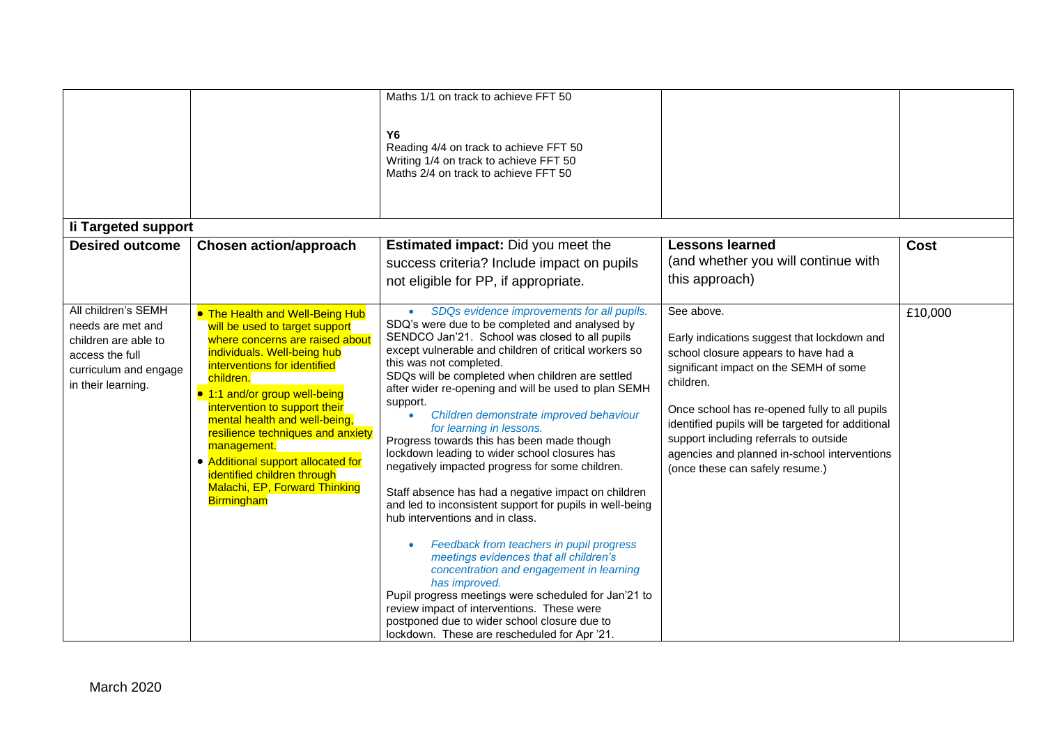| | | Maths 1/1 on track to achieve FFT 50<br><br>**Y6**<br>Reading 4/4 on track to achieve FFT 50<br>Writing 1/4 on track to achieve FFT 50<br>Maths 2/4 on track to achieve FFT 50 | | |
|---|---|---|---|---|

**Ii Targeted support**

| Desired outcome | Chosen action/approach | **Estimated impact:** Did you meet the success criteria? Include impact on pupils not eligible for PP, if appropriate. | **Lessons learned** (and whether you will continue with this approach) | Cost |
|---|---|---|---|---|
| All children's SEMH needs are met and children are able to access the full curriculum and engage in their learning. | • The Health and Well-Being Hub will be used to target support where concerns are raised about individuals. Well-being hub interventions for identified children.<br>• 1:1 and/or group well-being intervention to support their mental health and well-being, resilience techniques and anxiety management.<br>• Additional support allocated for identified children through Malachi, EP, Forward Thinking Birmingham | • *SDQs evidence improvements for all pupils.*<br>SDQ's were due to be completed and analysed by SENDCO Jan'21. School was closed to all pupils except vulnerable and children of critical workers so this was not completed.<br>SDQs will be completed when children are settled after wider re-opening and will be used to plan SEMH support.<br>• *Children demonstrate improved behaviour for learning in lessons.*<br>Progress towards this has been made though lockdown leading to wider school closures has negatively impacted progress for some children.<br><br>Staff absence has had a negative impact on children and led to inconsistent support for pupils in well-being hub interventions and in class.<br><br>• *Feedback from teachers in pupil progress meetings evidences that all children's concentration and engagement in learning has improved.*<br>Pupil progress meetings were scheduled for Jan'21 to review impact of interventions. These were postponed due to wider school closure due to lockdown. These are rescheduled for Apr '21. | See above.<br><br>Early indications suggest that lockdown and school closure appears to have had a significant impact on the SEMH of some children.<br><br>Once school has re-opened fully to all pupils identified pupils will be targeted for additional support including referrals to outside agencies and planned in-school interventions (once these can safely resume.) | £10,000 |

March 2020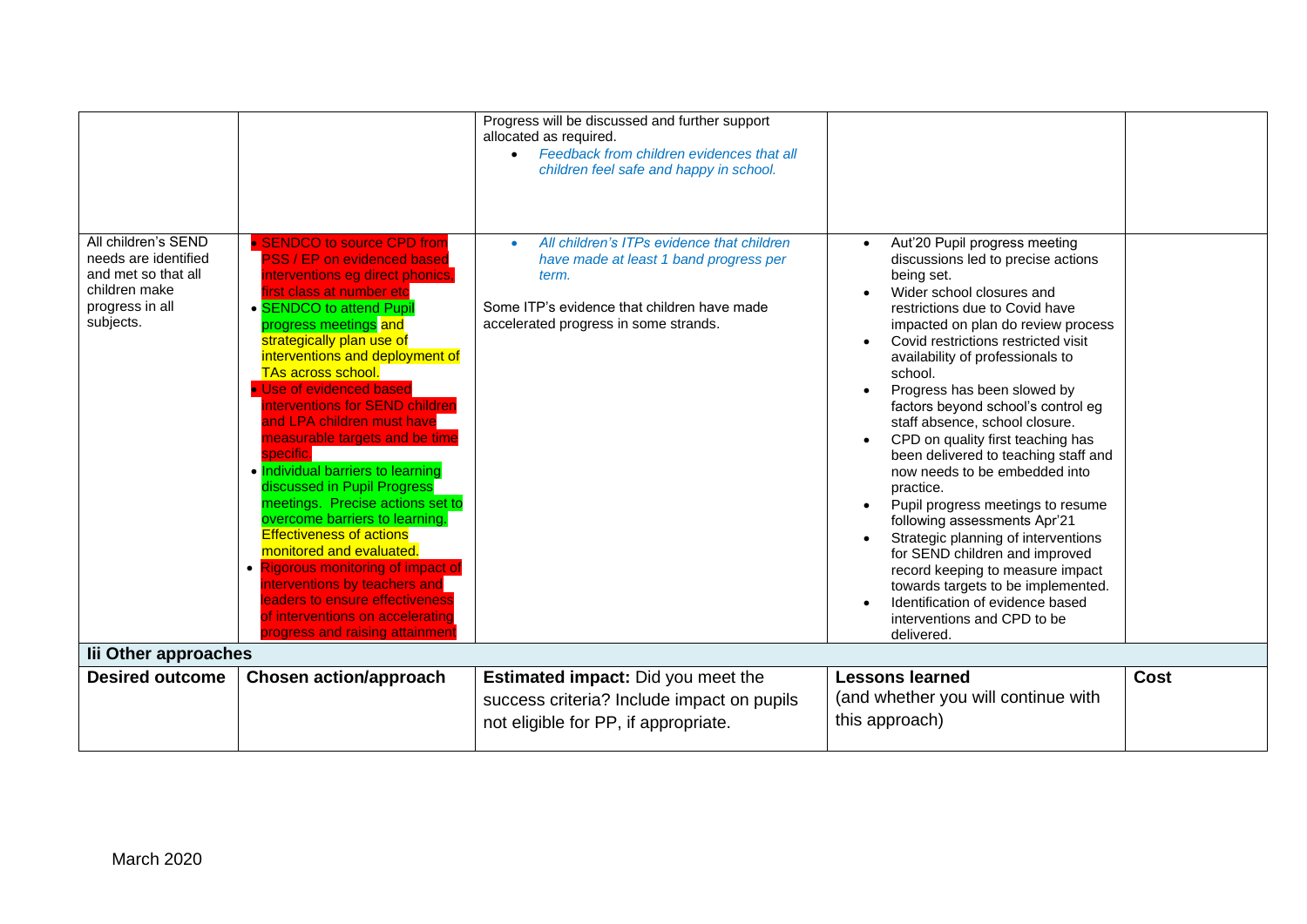|  |  | Progress will be discussed and further support allocated as required.<br>• *Feedback from children evidences that all children feel safe and happy in school.* |  |  |
|---|---|---|---|---|
| All children's SEND needs are identified and met so that all children make progress in all subjects. | • SENDCO to source CPD from PSS / EP on evidenced based interventions eg direct phonics, first class at number etc<br>• SENDCO to attend Pupil progress meetings and strategically plan use of interventions and deployment of TAs across school.<br>• Use of evidenced based interventions for SEND children and LPA children must have measurable targets and be time specific.<br>• Individual barriers to learning discussed in Pupil Progress meetings. Precise actions set to overcome barriers to learning. Effectiveness of actions monitored and evaluated.<br>• Rigorous monitoring of impact of interventions by teachers and leaders to ensure effectiveness of interventions on accelerating progress and raising attainment | • *All children's ITPs evidence that children have made at least 1 band progress per term.*<br><br>Some ITP's evidence that children have made accelerated progress in some strands. | • Aut'20 Pupil progress meeting discussions led to precise actions being set.<br>• Wider school closures and restrictions due to Covid have impacted on plan do review process<br>• Covid restrictions restricted visit availability of professionals to school.<br>• Progress has been slowed by factors beyond school's control eg staff absence, school closure.<br>• CPD on quality first teaching has been delivered to teaching staff and now needs to be embedded into practice.<br>• Pupil progress meetings to resume following assessments Apr'21<br>• Strategic planning of interventions for SEND children and improved record keeping to measure impact towards targets to be implemented.<br>• Identification of evidence based interventions and CPD to be delivered. |  |

**Iii Other approaches**

| **Desired outcome** | **Chosen action/approach** | **Estimated impact:** Did you meet the success criteria? Include impact on pupils not eligible for PP, if appropriate. | **Lessons learned** (and whether you will continue with this approach) | **Cost** |
|---|---|---|---|---|

March 2020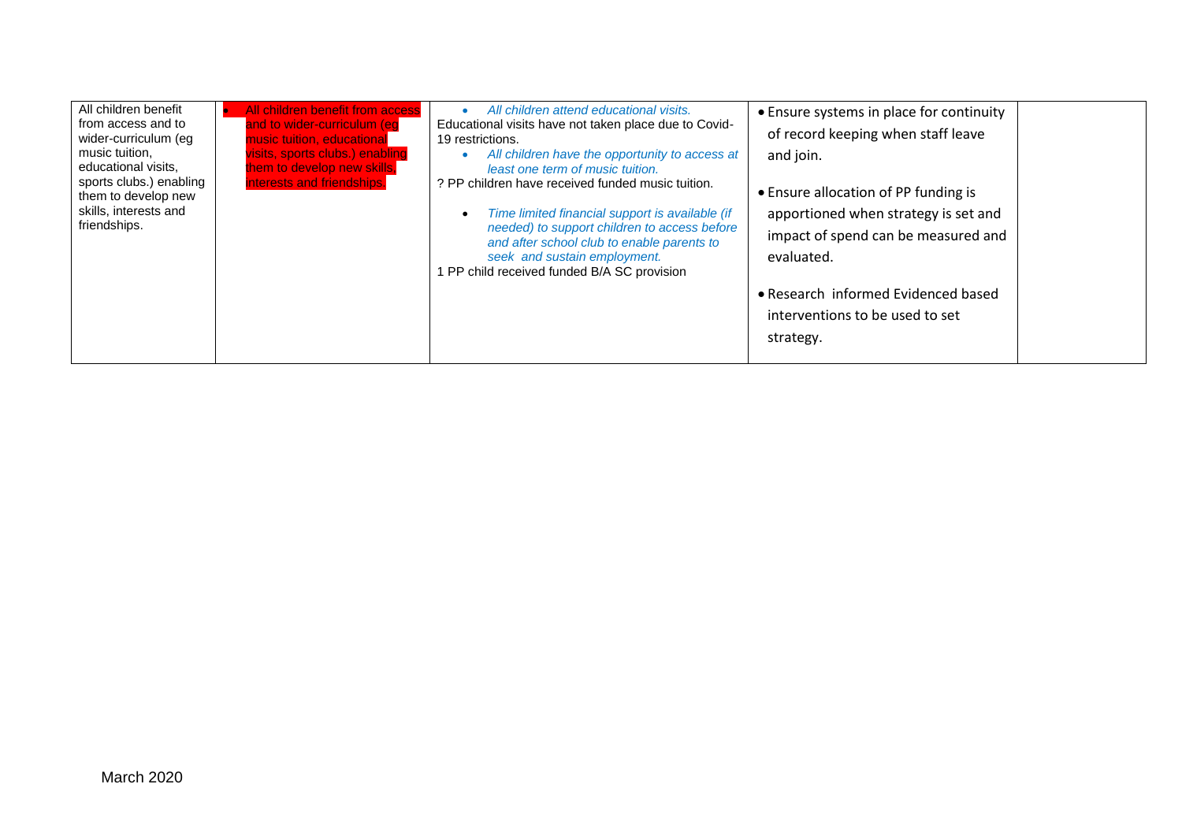| All children benefit from access and to wider-curriculum (eg music tuition, educational visits, sports clubs.) enabling them to develop new skills, interests and friendships. | • All children benefit from access and to wider-curriculum (eg music tuition, educational visits, sports clubs.) enabling them to develop new skills, interests and friendships. | • *All children attend educational visits.*<br>Educational visits have not taken place due to Covid-19 restrictions.<br>• *All children have the opportunity to access at least one term of music tuition.*<br>? PP children have received funded music tuition.<br>• *Time limited financial support is available (if needed) to support children to access before and after school club to enable parents to seek and sustain employment.*<br>1 PP child received funded B/A SC provision | • Ensure systems in place for continuity of record keeping when staff leave and join.<br>• Ensure allocation of PP funding is apportioned when strategy is set and impact of spend can be measured and evaluated.<br>• Research informed Evidenced based interventions to be used to set strategy. | |
|---|---|---|---|---|

March 2020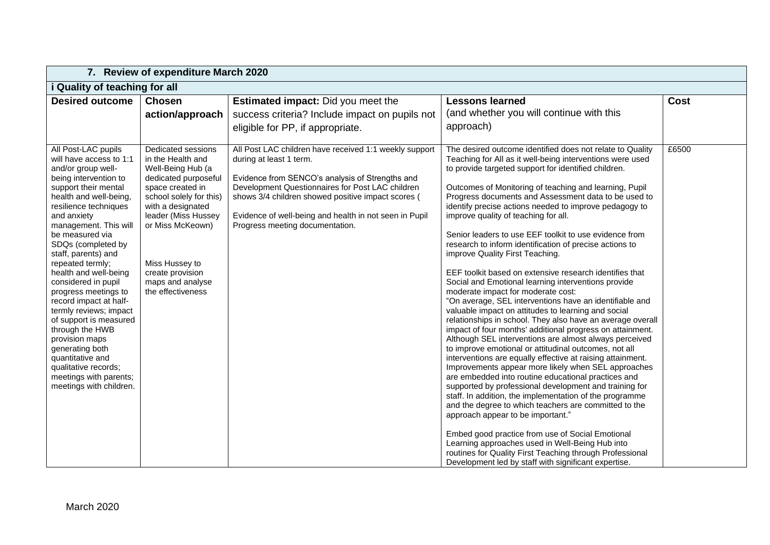| 7. Review of expenditure March 2020 | | | | |
|---|---|---|---|---|
| **i Quality of teaching for all** | | | | |
| **Desired outcome** | **Chosen action/approach** | **Estimated impact:** Did you meet the success criteria? Include impact on pupils not eligible for PP, if appropriate. | **Lessons learned** (and whether you will continue with this approach) | **Cost** |
| All Post-LAC pupils will have access to 1:1 and/or group well-being intervention to support their mental health and well-being, resilience techniques and anxiety management. This will be measured via SDQs (completed by staff, parents) and repeated termly; health and well-being considered in pupil progress meetings to record impact at half-termly reviews; impact of support is measured through the HWB provision maps generating both quantitative and qualitative records; meetings with parents; meetings with children. | Dedicated sessions in the Health and Well-Being Hub (a dedicated purposeful space created in school solely for this) with a designated leader (Miss Hussey or Miss McKeown)<br><br>Miss Hussey to create provision maps and analyse the effectiveness | All Post LAC children have received 1:1 weekly support during at least 1 term.<br><br>Evidence from SENCO's analysis of Strengths and Development Questionnaires for Post LAC children shows 3/4 children showed positive impact scores (<br><br>Evidence of well-being and health in not seen in Pupil Progress meeting documentation. | The desired outcome identified does not relate to Quality Teaching for All as it well-being interventions were used to provide targeted support for identified children.<br><br>Outcomes of Monitoring of teaching and learning, Pupil Progress documents and Assessment data to be used to identify precise actions needed to improve pedagogy to improve quality of teaching for all.<br><br>Senior leaders to use EEF toolkit to use evidence from research to inform identification of precise actions to improve Quality First Teaching.<br><br>EEF toolkit based on extensive research identifies that Social and Emotional learning interventions provide moderate impact for moderate cost:<br>"On average, SEL interventions have an identifiable and valuable impact on attitudes to learning and social relationships in school. They also have an average overall impact of four months' additional progress on attainment. Although SEL interventions are almost always perceived to improve emotional or attitudinal outcomes, not all interventions are equally effective at raising attainment. Improvements appear more likely when SEL approaches are embedded into routine educational practices and supported by professional development and training for staff. In addition, the implementation of the programme and the degree to which teachers are committed to the approach appear to be important."<br><br>Embed good practice from use of Social Emotional Learning approaches used in Well-Being Hub into routines for Quality First Teaching through Professional Development led by staff with significant expertise. | £6500 |

March 2020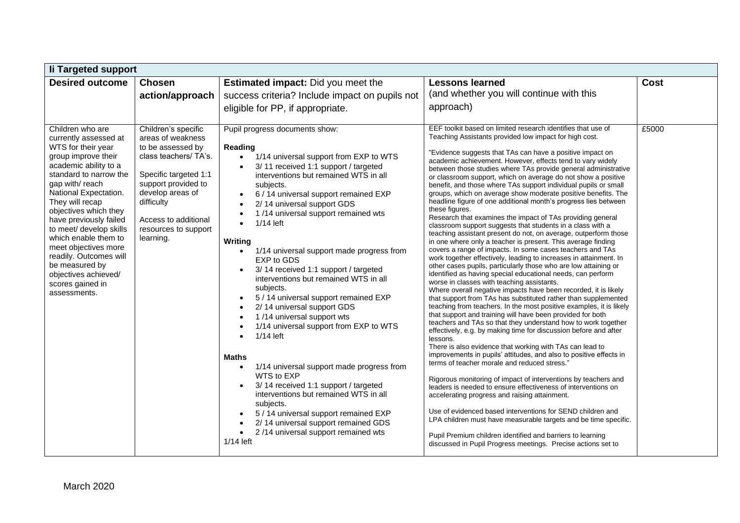| **Ii Targeted support** | | | | |
|---|---|---|---|---|
| **Desired outcome** | **Chosen action/approach** | **Estimated impact:** Did you meet the success criteria? Include impact on pupils not eligible for PP, if appropriate. | **Lessons learned** (and whether you will continue with this approach) | **Cost** |
| Children who are currently assessed at WTS for their year group improve their academic ability to a standard to narrow the gap with/ reach National Expectation. They will recap objectives which they have previously failed to meet/ develop skills which enable them to meet objectives more readily. Outcomes will be measured by objectives achieved/ scores gained in assessments. | Children's specific areas of weakness to be assessed by class teachers/ TA's.<br><br>Specific targeted 1:1 support provided to develop areas of difficulty<br><br>Access to additional resources to support learning. | Pupil progress documents show:<br><br>**Reading**<br>• 1/14 universal support from EXP to WTS<br>• 3/ 11 received 1:1 support / targeted interventions but remained WTS in all subjects.<br>• 6 / 14 universal support remained EXP<br>• 2/ 14 universal support GDS<br>• 1 /14 universal support remained wts<br>• 1/14 left<br><br>**Writing**<br>• 1/14 universal support made progress from EXP to GDS<br>• 3/ 14 received 1:1 support / targeted interventions but remained WTS in all subjects.<br>• 5 / 14 universal support remained EXP<br>• 2/ 14 universal support GDS<br>• 1 /14 universal support wts<br>• 1/14 universal support from EXP to WTS<br>• 1/14 left<br><br>**Maths**<br>• 1/14 universal support made progress from WTS to EXP<br>• 3/ 14 received 1:1 support / targeted interventions but remained WTS in all subjects.<br>• 5 / 14 universal support remained EXP<br>• 2/ 14 universal support remained GDS<br>• 2 /14 universal support remained wts<br>1/14 left | EEF toolkit based on limited research identifies that use of Teaching Assistants provided low impact for high cost.<br><br>"Evidence suggests that TAs can have a positive impact on academic achievement. However, effects tend to vary widely between those studies where TAs provide general administrative or classroom support, which on average do not show a positive benefit, and those where TAs support individual pupils or small groups, which on average show moderate positive benefits. The headline figure of one additional month's progress lies between these figures.<br>Research that examines the impact of TAs providing general classroom support suggests that students in a class with a teaching assistant present do not, on average, outperform those in one where only a teacher is present. This average finding covers a range of impacts. In some cases teachers and TAs work together effectively, leading to increases in attainment. In other cases pupils, particularly those who are low attaining or identified as having special educational needs, can perform worse in classes with teaching assistants.<br>Where overall negative impacts have been recorded, it is likely that support from TAs has substituted rather than supplemented teaching from teachers. In the most positive examples, it is likely that support and training will have been provided for both teachers and TAs so that they understand how to work together effectively, e.g. by making time for discussion before and after lessons.<br>There is also evidence that working with TAs can lead to improvements in pupils' attitudes, and also to positive effects in terms of teacher morale and reduced stress."<br><br>Rigorous monitoring of impact of interventions by teachers and leaders is needed to ensure effectiveness of interventions on accelerating progress and raising attainment.<br><br>Use of evidenced based interventions for SEND children and LPA children must have measurable targets and be time specific.<br><br>Pupil Premium children identified and barriers to learning discussed in Pupil Progress meetings. Precise actions set to | £5000 |

March 2020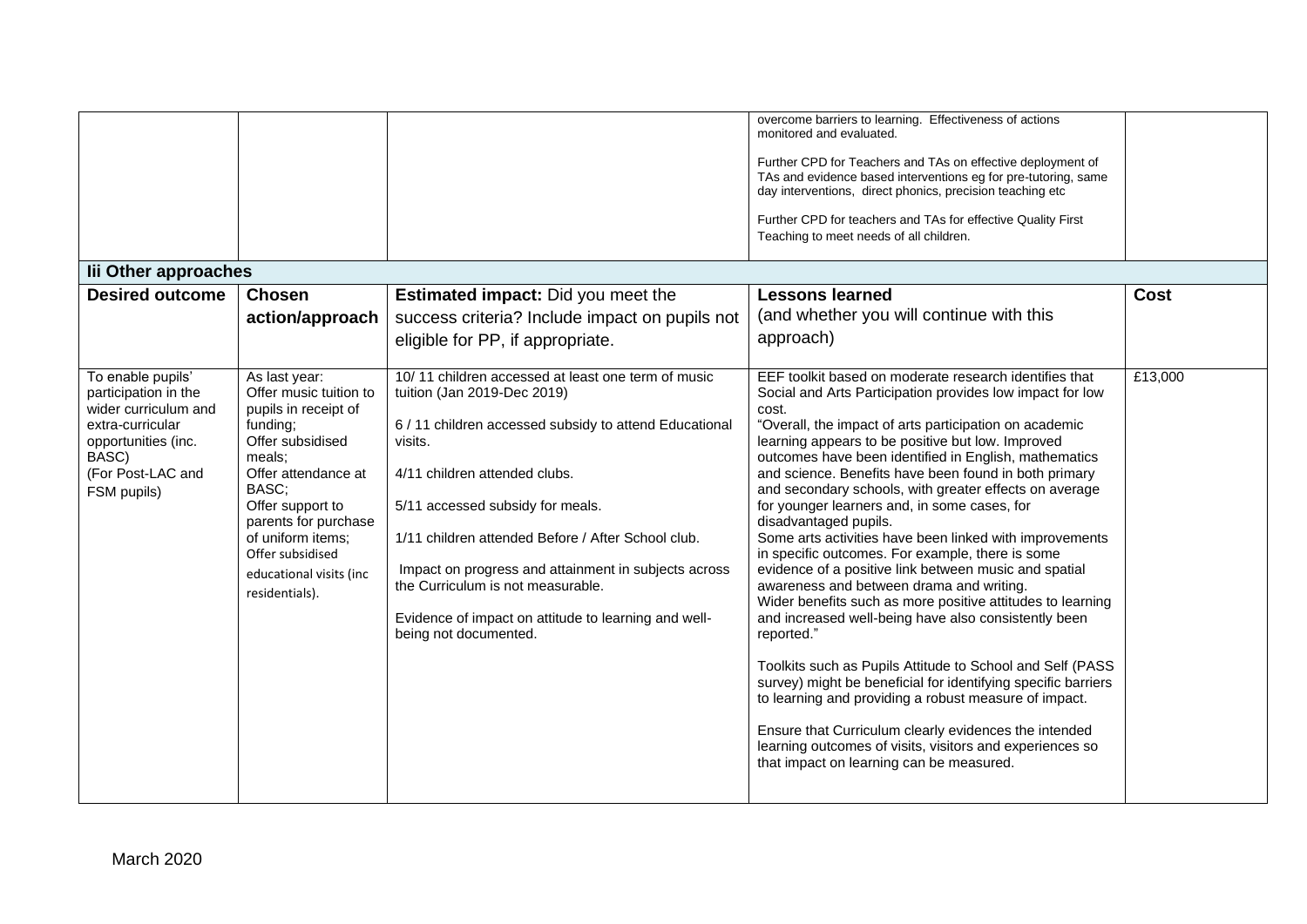| | | | | |
|---|---|---|---|---|
| | | | overcome barriers to learning. Effectiveness of actions monitored and evaluated.<br><br>Further CPD for Teachers and TAs on effective deployment of TAs and evidence based interventions eg for pre-tutoring, same day interventions, direct phonics, precision teaching etc<br><br>Further CPD for teachers and TAs for effective Quality First Teaching to meet needs of all children. | |
| **Iii Other approaches** | | | | |
| **Desired outcome** | **Chosen action/approach** | **Estimated impact:** Did you meet the success criteria? Include impact on pupils not eligible for PP, if appropriate. | **Lessons learned** (and whether you will continue with this approach) | **Cost** |
| To enable pupils' participation in the wider curriculum and extra-curricular opportunities (inc. BASC) (For Post-LAC and FSM pupils) | As last year: Offer music tuition to pupils in receipt of funding; Offer subsidised meals; Offer attendance at BASC; Offer support to parents for purchase of uniform items; Offer subsidised educational visits (inc residentials). | 10/ 11 children accessed at least one term of music tuition (Jan 2019-Dec 2019)<br><br>6 / 11 children accessed subsidy to attend Educational visits.<br><br>4/11 children attended clubs.<br><br>5/11 accessed subsidy for meals.<br><br>1/11 children attended Before / After School club.<br><br>Impact on progress and attainment in subjects across the Curriculum is not measurable.<br><br>Evidence of impact on attitude to learning and well-being not documented. | EEF toolkit based on moderate research identifies that Social and Arts Participation provides low impact for low cost.<br>"Overall, the impact of arts participation on academic learning appears to be positive but low. Improved outcomes have been identified in English, mathematics and science. Benefits have been found in both primary and secondary schools, with greater effects on average for younger learners and, in some cases, for disadvantaged pupils.<br>Some arts activities have been linked with improvements in specific outcomes. For example, there is some evidence of a positive link between music and spatial awareness and between drama and writing.<br>Wider benefits such as more positive attitudes to learning and increased well-being have also consistently been reported."<br><br>Toolkits such as Pupils Attitude to School and Self (PASS survey) might be beneficial for identifying specific barriers to learning and providing a robust measure of impact.<br><br>Ensure that Curriculum clearly evidences the intended learning outcomes of visits, visitors and experiences so that impact on learning can be measured. | £13,000 |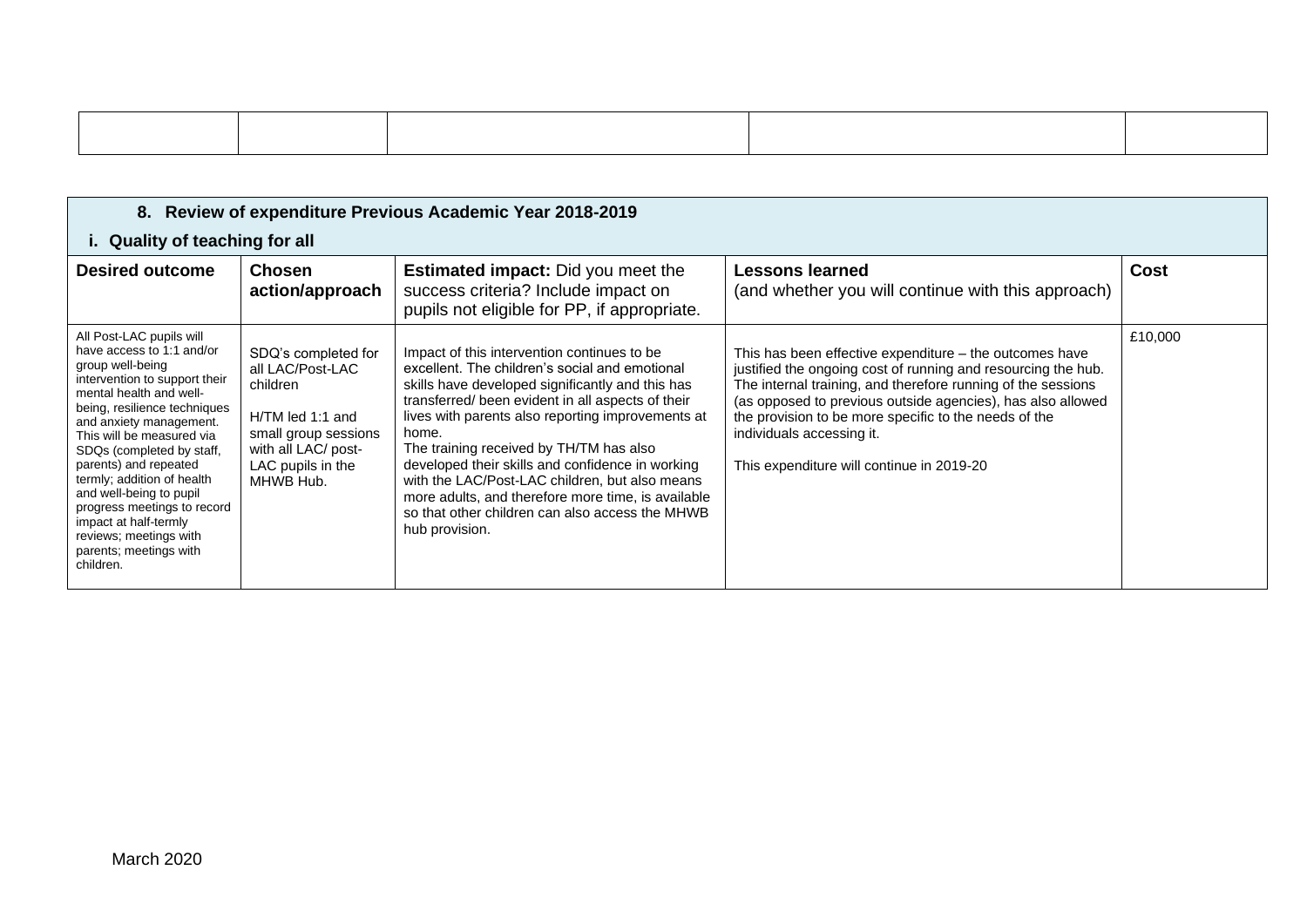| | | | | |
|---|---|---|---|---|
| | | | | |

| 8. Review of expenditure Previous Academic Year 2018-2019 | | | | |
|---|---|---|---|---|
| **i. Quality of teaching for all** | | | | |
| **Desired outcome** | **Chosen action/approach** | **Estimated impact:** Did you meet the success criteria? Include impact on pupils not eligible for PP, if appropriate. | **Lessons learned** (and whether you will continue with this approach) | **Cost** |
| All Post-LAC pupils will have access to 1:1 and/or group well-being intervention to support their mental health and well-being, resilience techniques and anxiety management. This will be measured via SDQs (completed by staff, parents) and repeated termly; addition of health and well-being to pupil progress meetings to record impact at half-termly reviews; meetings with parents; meetings with children. | SDQ's completed for all LAC/Post-LAC children<br><br>H/TM led 1:1 and small group sessions with all LAC/ post-LAC pupils in the MHWB Hub. | Impact of this intervention continues to be excellent. The children's social and emotional skills have developed significantly and this has transferred/ been evident in all aspects of their lives with parents also reporting improvements at home.<br>The training received by TH/TM has also developed their skills and confidence in working with the LAC/Post-LAC children, but also means more adults, and therefore more time, is available so that other children can also access the MHWB hub provision. | This has been effective expenditure – the outcomes have justified the ongoing cost of running and resourcing the hub. The internal training, and therefore running of the sessions (as opposed to previous outside agencies), has also allowed the provision to be more specific to the needs of the individuals accessing it.<br><br>This expenditure will continue in 2019-20 | £10,000 |

March 2020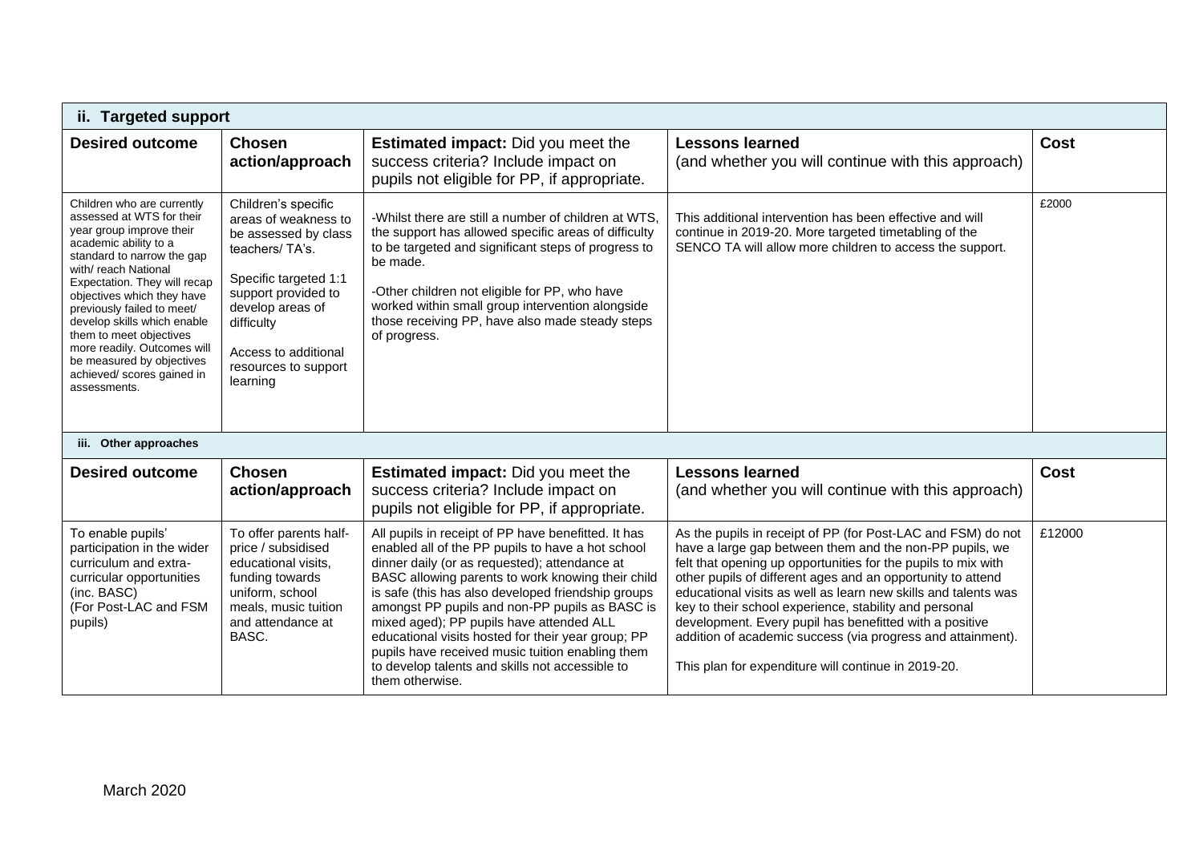| ii. Targeted support | | | | |
|---|---|---|---|---|
| **Desired outcome** | **Chosen action/approach** | **Estimated impact:** Did you meet the success criteria? Include impact on pupils not eligible for PP, if appropriate. | **Lessons learned** (and whether you will continue with this approach) | **Cost** |
| Children who are currently assessed at WTS for their year group improve their academic ability to a standard to narrow the gap with/ reach National Expectation. They will recap objectives which they have previously failed to meet/ develop skills which enable them to meet objectives more readily. Outcomes will be measured by objectives achieved/ scores gained in assessments. | Children's specific areas of weakness to be assessed by class teachers/ TA's.<br><br>Specific targeted 1:1 support provided to develop areas of difficulty<br><br>Access to additional resources to support learning | -Whilst there are still a number of children at WTS, the support has allowed specific areas of difficulty to be targeted and significant steps of progress to be made.<br><br>-Other children not eligible for PP, who have worked within small group intervention alongside those receiving PP, have also made steady steps of progress. | This additional intervention has been effective and will continue in 2019-20. More targeted timetabling of the SENCO TA will allow more children to access the support. | £2000 |

| iii. Other approaches | | | | |
|---|---|---|---|---|
| **Desired outcome** | **Chosen action/approach** | **Estimated impact:** Did you meet the success criteria? Include impact on pupils not eligible for PP, if appropriate. | **Lessons learned** (and whether you will continue with this approach) | **Cost** |
| To enable pupils' participation in the wider curriculum and extra-curricular opportunities (inc. BASC) (For Post-LAC and FSM pupils) | To offer parents half-price / subsidised educational visits, funding towards uniform, school meals, music tuition and attendance at BASC. | All pupils in receipt of PP have benefitted. It has enabled all of the PP pupils to have a hot school dinner daily (or as requested); attendance at BASC allowing parents to work knowing their child is safe (this has also developed friendship groups amongst PP pupils and non-PP pupils as BASC is mixed aged); PP pupils have attended ALL educational visits hosted for their year group; PP pupils have received music tuition enabling them to develop talents and skills not accessible to them otherwise. | As the pupils in receipt of PP (for Post-LAC and FSM) do not have a large gap between them and the non-PP pupils, we felt that opening up opportunities for the pupils to mix with other pupils of different ages and an opportunity to attend educational visits as well as learn new skills and talents was key to their school experience, stability and personal development. Every pupil has benefitted with a positive addition of academic success (via progress and attainment).<br><br>This plan for expenditure will continue in 2019-20. | £12000 |

March 2020